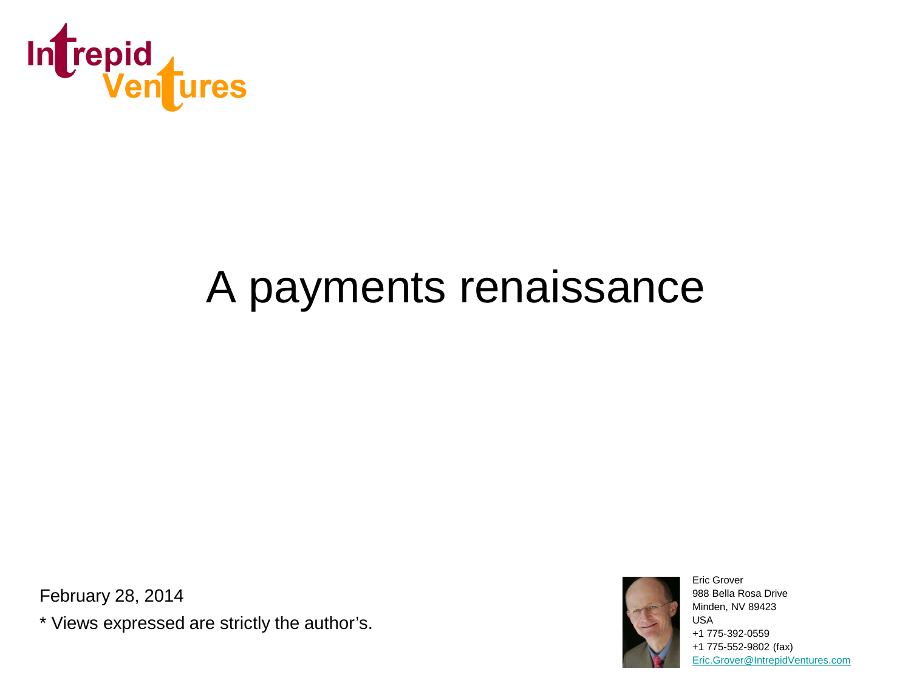Intrepid Ventures

# A payments renaissance

February 28, 2014

* Views expressed are strictly the author's.

Eric Grover
988 Bella Rosa Drive
Minden, NV 89423
USA
+1 775-392-0559
+1 775-552-9802 (fax)
Eric.Grover@IntrepidVentures.com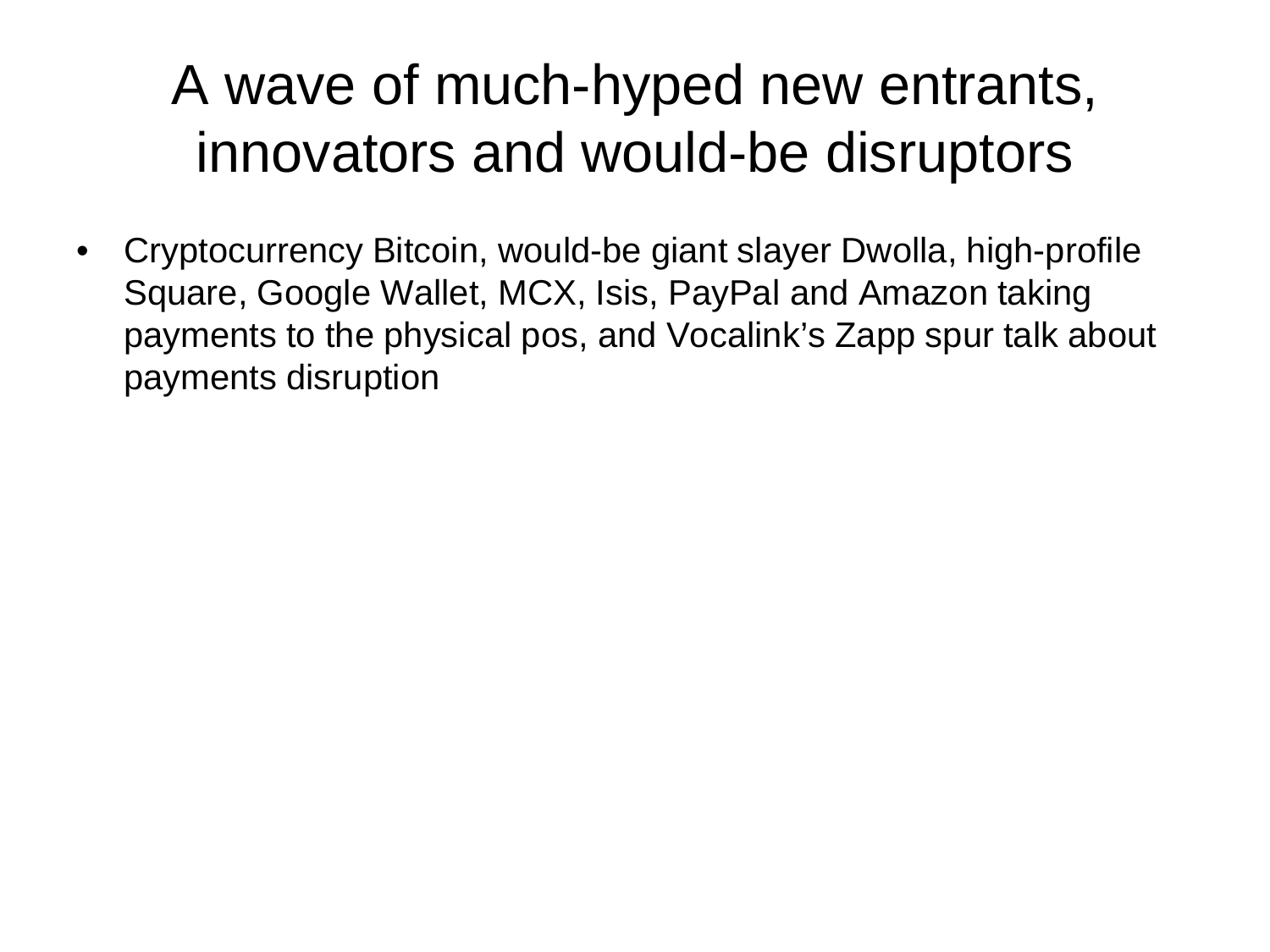# A wave of much-hyped new entrants, innovators and would-be disruptors

- Cryptocurrency Bitcoin, would-be giant slayer Dwolla, high-profile Square, Google Wallet, MCX, Isis, PayPal and Amazon taking payments to the physical pos, and Vocalink's Zapp spur talk about payments disruption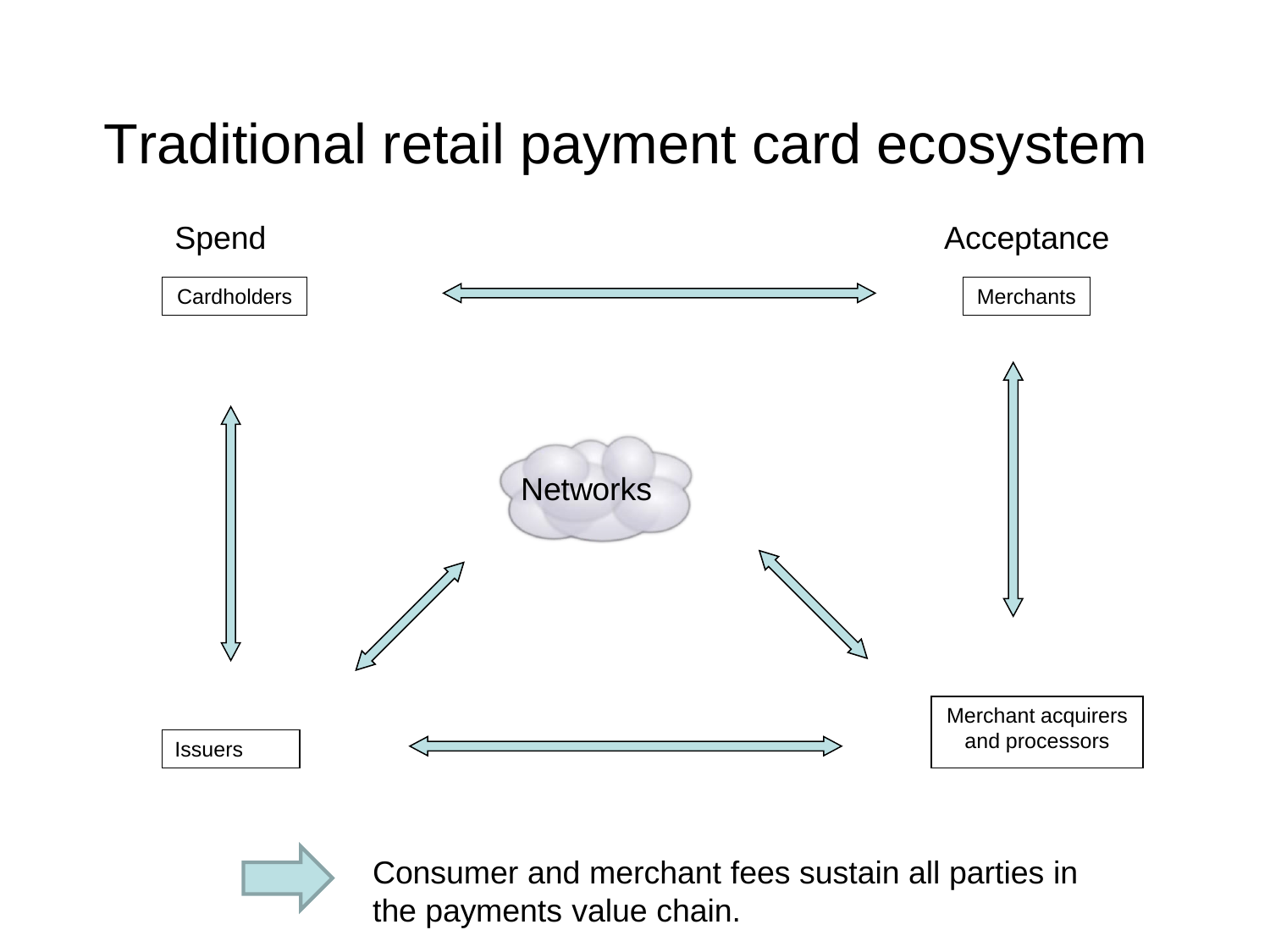# Traditional retail payment card ecosystem

Spend

Acceptance

Cardholders

Merchants

Networks

Issuers

Merchant acquirers and processors

Consumer and merchant fees sustain all parties in the payments value chain.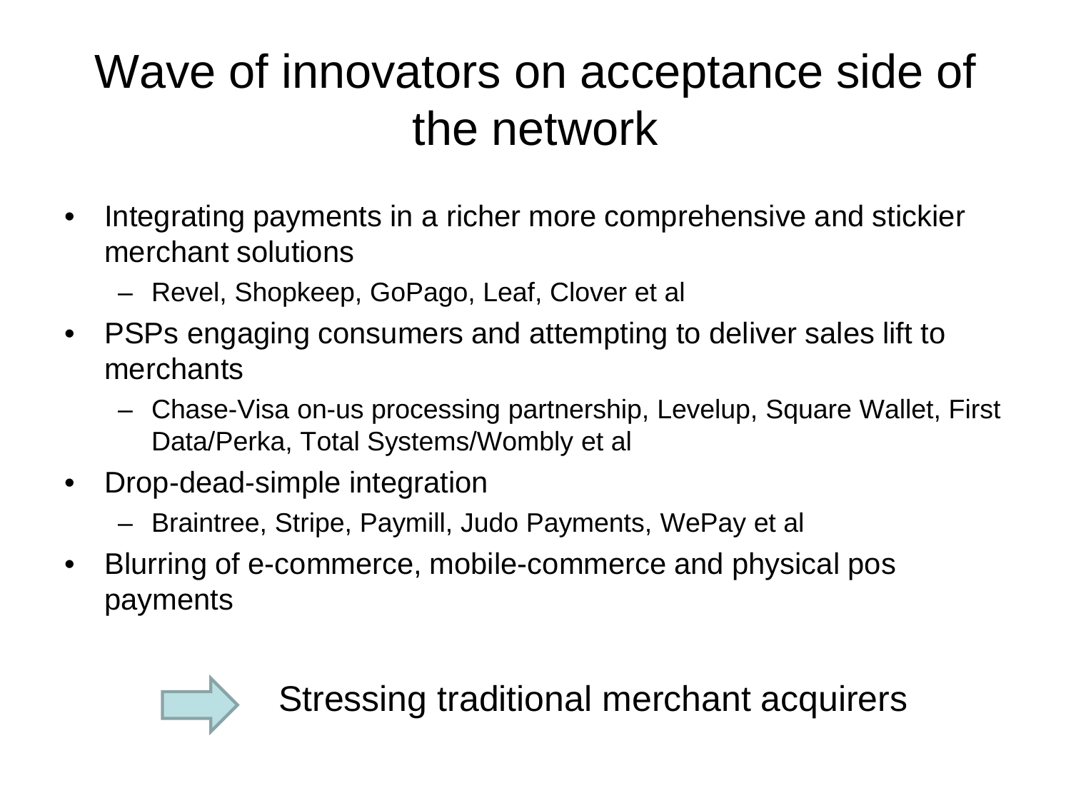# Wave of innovators on acceptance side of the network

- Integrating payments in a richer more comprehensive and stickier merchant solutions
  - Revel, Shopkeep, GoPago, Leaf, Clover et al
- PSPs engaging consumers and attempting to deliver sales lift to merchants
  - Chase-Visa on-us processing partnership, Levelup, Square Wallet, First Data/Perka, Total Systems/Wombly et al
- Drop-dead-simple integration
  - Braintree, Stripe, Paymill, Judo Payments, WePay et al
- Blurring of e-commerce, mobile-commerce and physical pos payments

⇒ Stressing traditional merchant acquirers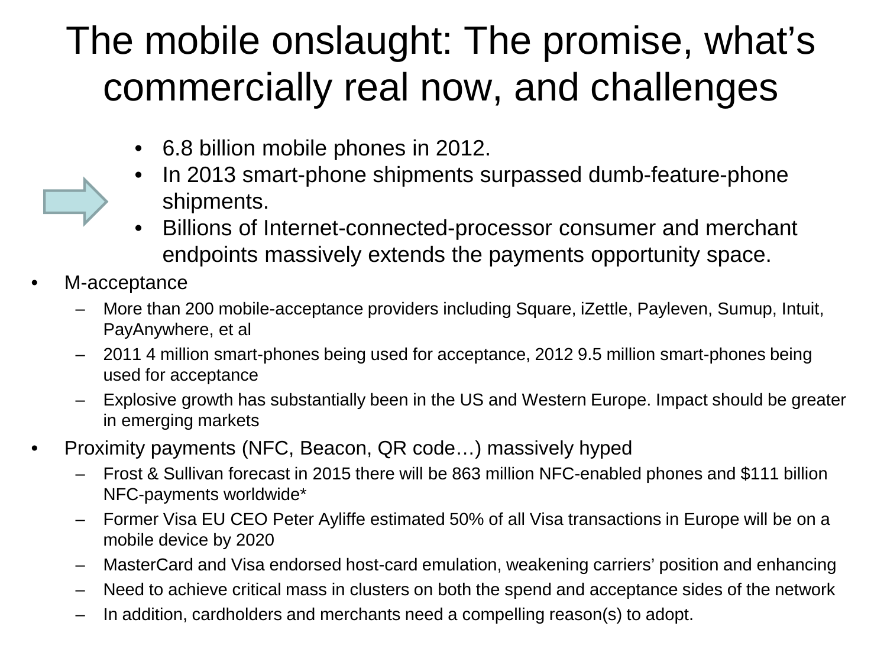# The mobile onslaught: The promise, what's commercially real now, and challenges

- 6.8 billion mobile phones in 2012.
- In 2013 smart-phone shipments surpassed dumb-feature-phone shipments.
- Billions of Internet-connected-processor consumer and merchant endpoints massively extends the payments opportunity space.

- M-acceptance
  - More than 200 mobile-acceptance providers including Square, iZettle, Payleven, Sumup, Intuit, PayAnywhere, et al
  - 2011 4 million smart-phones being used for acceptance, 2012 9.5 million smart-phones being used for acceptance
  - Explosive growth has substantially been in the US and Western Europe. Impact should be greater in emerging markets
- Proximity payments (NFC, Beacon, QR code…) massively hyped
  - Frost & Sullivan forecast in 2015 there will be 863 million NFC-enabled phones and $111 billion NFC-payments worldwide*
  - Former Visa EU CEO Peter Ayliffe estimated 50% of all Visa transactions in Europe will be on a mobile device by 2020
  - MasterCard and Visa endorsed host-card emulation, weakening carriers' position and enhancing
  - Need to achieve critical mass in clusters on both the spend and acceptance sides of the network
  - In addition, cardholders and merchants need a compelling reason(s) to adopt.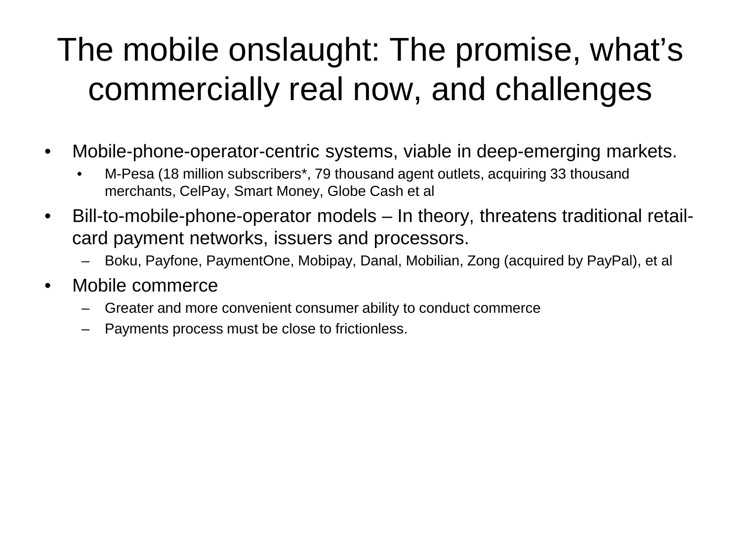# The mobile onslaught: The promise, what's commercially real now, and challenges

- Mobile-phone-operator-centric systems, viable in deep-emerging markets.
  - M-Pesa (18 million subscribers*, 79 thousand agent outlets, acquiring 33 thousand merchants, CelPay, Smart Money, Globe Cash et al
- Bill-to-mobile-phone-operator models – In theory, threatens traditional retail-card payment networks, issuers and processors.
  - Boku, Payfone, PaymentOne, Mobipay, Danal, Mobilian, Zong (acquired by PayPal), et al
- Mobile commerce
  - Greater and more convenient consumer ability to conduct commerce
  - Payments process must be close to frictionless.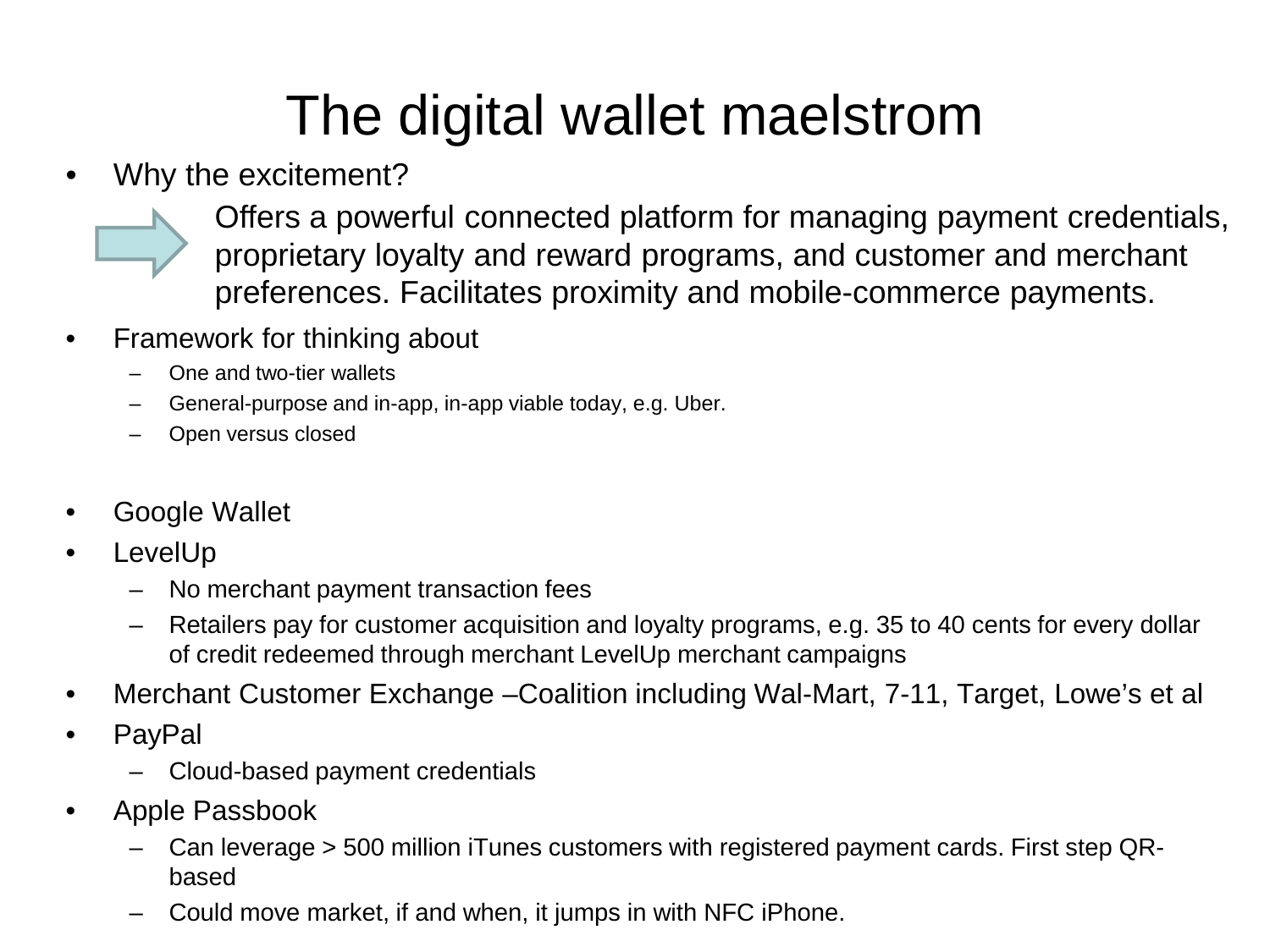# The digital wallet maelstrom

- Why the excitement?

  Offers a powerful connected platform for managing payment credentials, proprietary loyalty and reward programs, and customer and merchant preferences. Facilitates proximity and mobile-commerce payments.

- Framework for thinking about
  - One and two-tier wallets
  - General-purpose and in-app, in-app viable today, e.g. Uber.
  - Open versus closed

- Google Wallet
- LevelUp
  - No merchant payment transaction fees
  - Retailers pay for customer acquisition and loyalty programs, e.g. 35 to 40 cents for every dollar of credit redeemed through merchant LevelUp merchant campaigns
- Merchant Customer Exchange –Coalition including Wal-Mart, 7-11, Target, Lowe's et al
- PayPal
  - Cloud-based payment credentials
- Apple Passbook
  - Can leverage > 500 million iTunes customers with registered payment cards. First step QR-based
  - Could move market, if and when, it jumps in with NFC iPhone.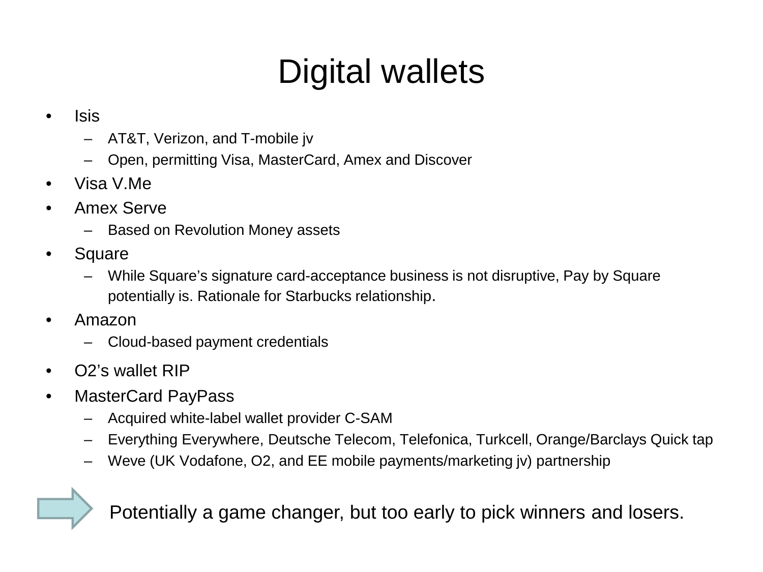# Digital wallets

- Isis
  - AT&T, Verizon, and T-mobile jv
  - Open, permitting Visa, MasterCard, Amex and Discover
- Visa V.Me
- Amex Serve
  - Based on Revolution Money assets
- Square
  - While Square's signature card-acceptance business is not disruptive, Pay by Square potentially is. Rationale for Starbucks relationship.
- Amazon
  - Cloud-based payment credentials
- O2's wallet RIP
- MasterCard PayPass
  - Acquired white-label wallet provider C-SAM
  - Everything Everywhere, Deutsche Telecom, Telefonica, Turkcell, Orange/Barclays Quick tap
  - Weve (UK Vodafone, O2, and EE mobile payments/marketing jv) partnership

Potentially a game changer, but too early to pick winners and losers.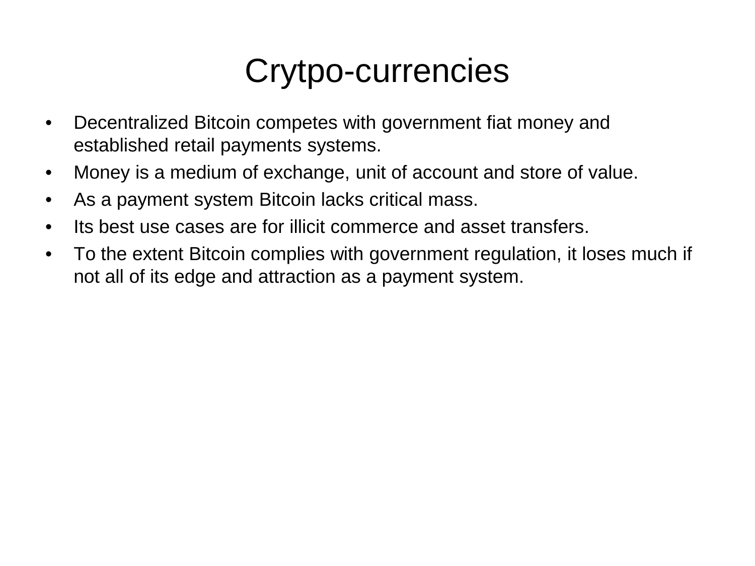# Crytpo-currencies

- Decentralized Bitcoin competes with government fiat money and established retail payments systems.
- Money is a medium of exchange, unit of account and store of value.
- As a payment system Bitcoin lacks critical mass.
- Its best use cases are for illicit commerce and asset transfers.
- To the extent Bitcoin complies with government regulation, it loses much if not all of its edge and attraction as a payment system.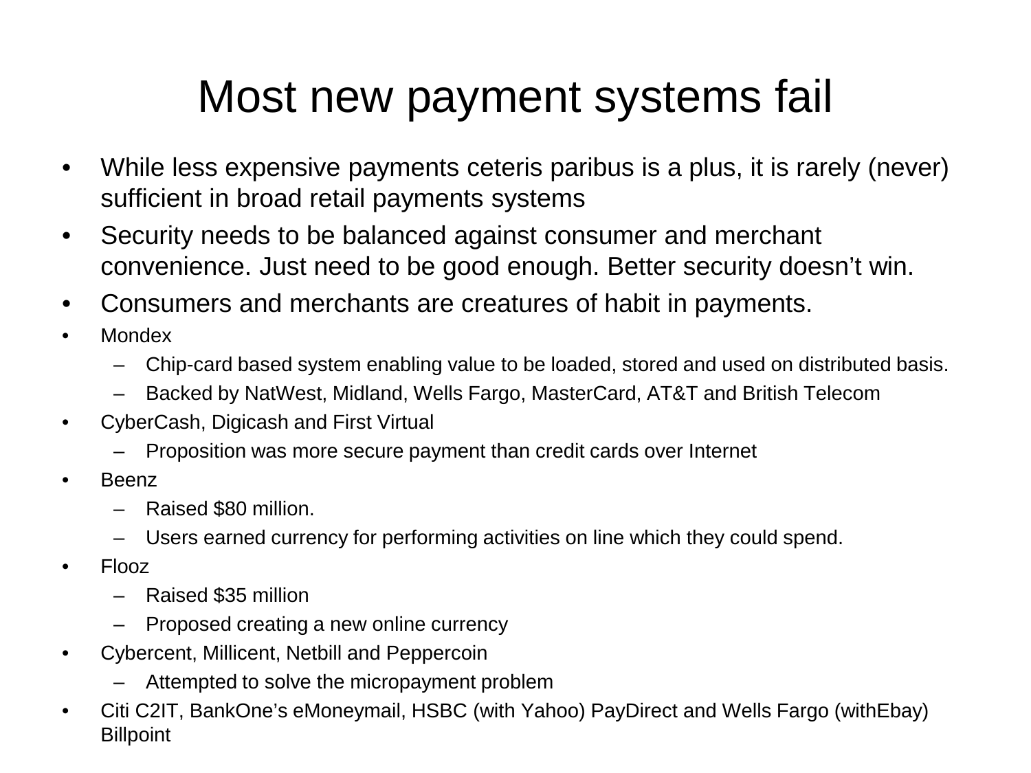# Most new payment systems fail

- While less expensive payments ceteris paribus is a plus, it is rarely (never) sufficient in broad retail payments systems
- Security needs to be balanced against consumer and merchant convenience. Just need to be good enough. Better security doesn't win.
- Consumers and merchants are creatures of habit in payments.
- Mondex
  - Chip-card based system enabling value to be loaded, stored and used on distributed basis.
  - Backed by NatWest, Midland, Wells Fargo, MasterCard, AT&T and British Telecom
- CyberCash, Digicash and First Virtual
  - Proposition was more secure payment than credit cards over Internet
- Beenz
  - Raised $80 million.
  - Users earned currency for performing activities on line which they could spend.
- Flooz
  - Raised $35 million
  - Proposed creating a new online currency
- Cybercent, Millicent, Netbill and Peppercoin
  - Attempted to solve the micropayment problem
- Citi C2IT, BankOne's eMoneymail, HSBC (with Yahoo) PayDirect and Wells Fargo (withEbay) Billpoint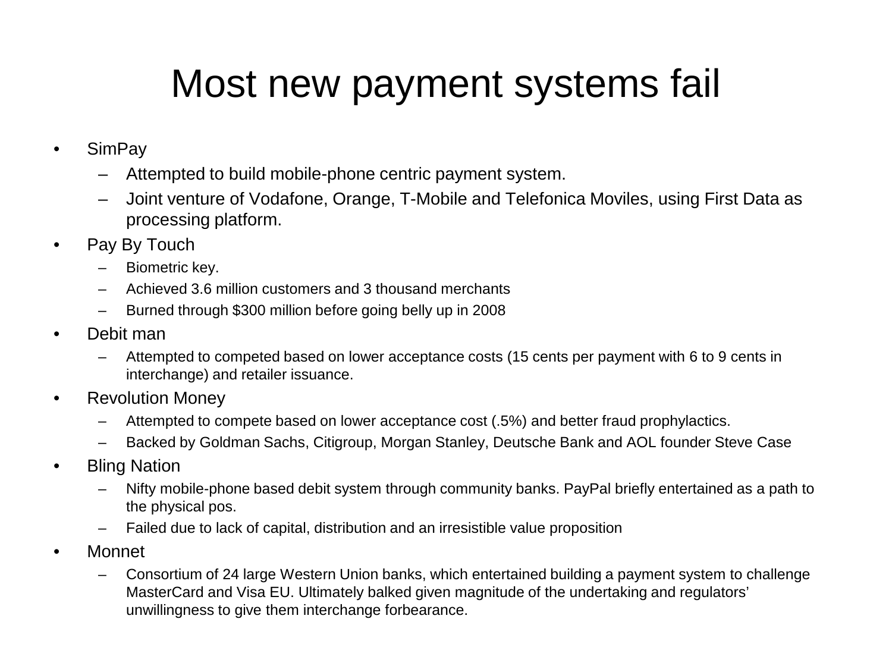# Most new payment systems fail

- SimPay
  - Attempted to build mobile-phone centric payment system.
  - Joint venture of Vodafone, Orange, T-Mobile and Telefonica Moviles, using First Data as processing platform.
- Pay By Touch
  - Biometric key.
  - Achieved 3.6 million customers and 3 thousand merchants
  - Burned through $300 million before going belly up in 2008
- Debit man
  - Attempted to competed based on lower acceptance costs (15 cents per payment with 6 to 9 cents in interchange) and retailer issuance.
- Revolution Money
  - Attempted to compete based on lower acceptance cost (.5%) and better fraud prophylactics.
  - Backed by Goldman Sachs, Citigroup, Morgan Stanley, Deutsche Bank and AOL founder Steve Case
- Bling Nation
  - Nifty mobile-phone based debit system through community banks. PayPal briefly entertained as a path to the physical pos.
  - Failed due to lack of capital, distribution and an irresistible value proposition
- Monnet
  - Consortium of 24 large Western Union banks, which entertained building a payment system to challenge MasterCard and Visa EU. Ultimately balked given magnitude of the undertaking and regulators' unwillingness to give them interchange forbearance.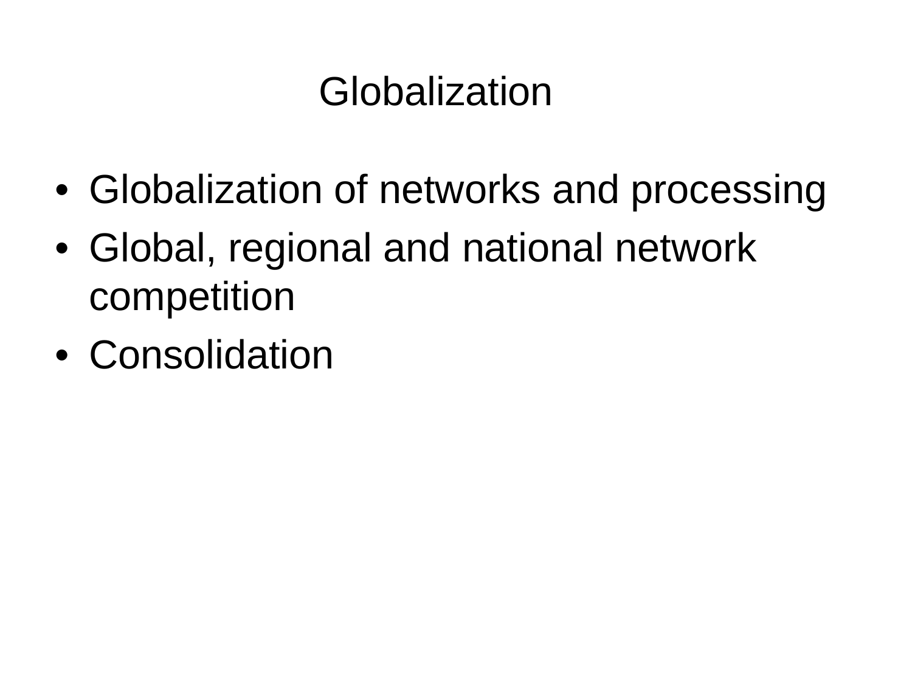# Globalization

- Globalization of networks and processing
- Global, regional and national network competition
- Consolidation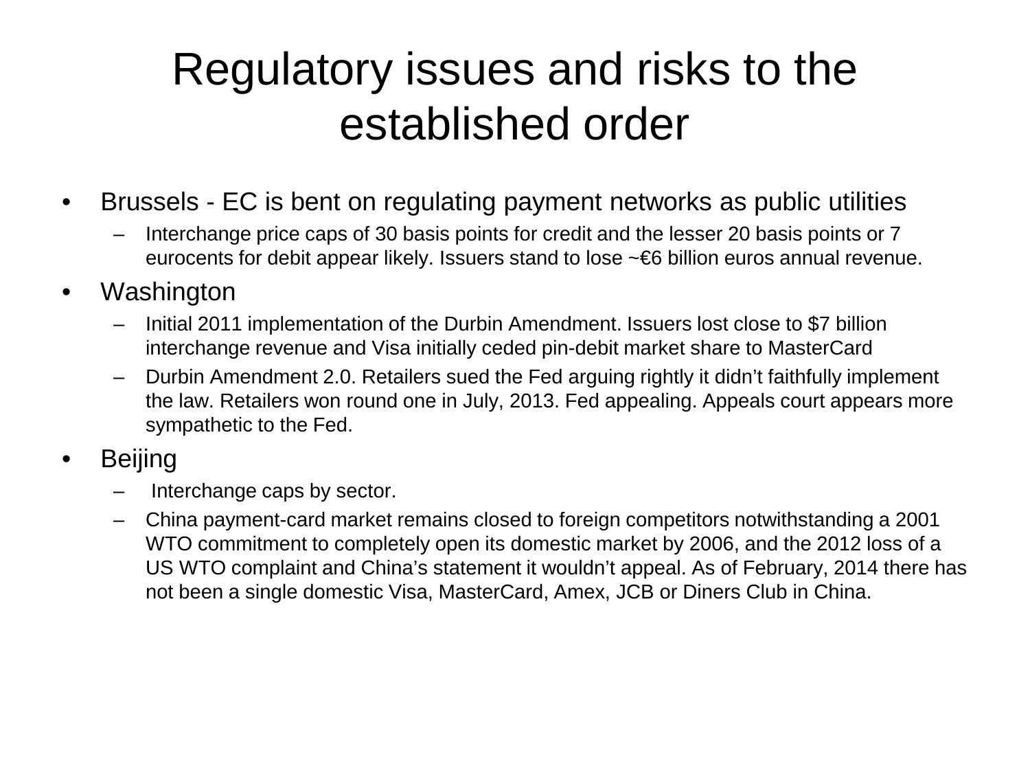# Regulatory issues and risks to the established order

- Brussels - EC is bent on regulating payment networks as public utilities
  - Interchange price caps of 30 basis points for credit and the lesser 20 basis points or 7 eurocents for debit appear likely. Issuers stand to lose ~€6 billion euros annual revenue.
- Washington
  - Initial 2011 implementation of the Durbin Amendment. Issuers lost close to $7 billion interchange revenue and Visa initially ceded pin-debit market share to MasterCard
  - Durbin Amendment 2.0. Retailers sued the Fed arguing rightly it didn't faithfully implement the law. Retailers won round one in July, 2013. Fed appealing. Appeals court appears more sympathetic to the Fed.
- Beijing
  - Interchange caps by sector.
  - China payment-card market remains closed to foreign competitors notwithstanding a 2001 WTO commitment to completely open its domestic market by 2006, and the 2012 loss of a US WTO complaint and China's statement it wouldn't appeal. As of February, 2014 there has not been a single domestic Visa, MasterCard, Amex, JCB or Diners Club in China.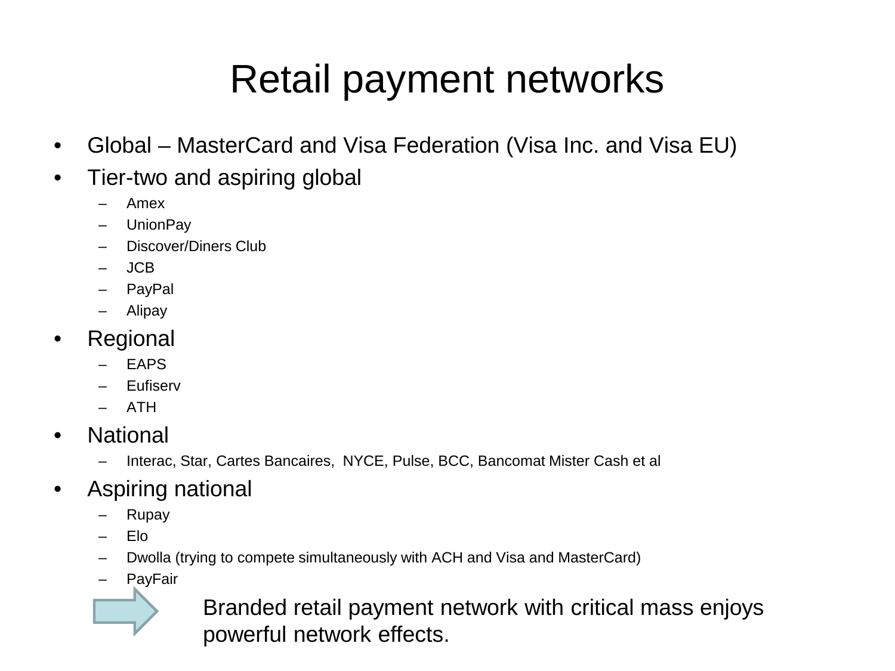# Retail payment networks

- Global – MasterCard and Visa Federation (Visa Inc. and Visa EU)
- Tier-two and aspiring global
  - Amex
  - UnionPay
  - Discover/Diners Club
  - JCB
  - PayPal
  - Alipay
- Regional
  - EAPS
  - Eufiserv
  - ATH
- National
  - Interac, Star, Cartes Bancaires, NYCE, Pulse, BCC, Bancomat Mister Cash et al
- Aspiring national
  - Rupay
  - Elo
  - Dwolla (trying to compete simultaneously with ACH and Visa and MasterCard)
  - PayFair

Branded retail payment network with critical mass enjoys powerful network effects.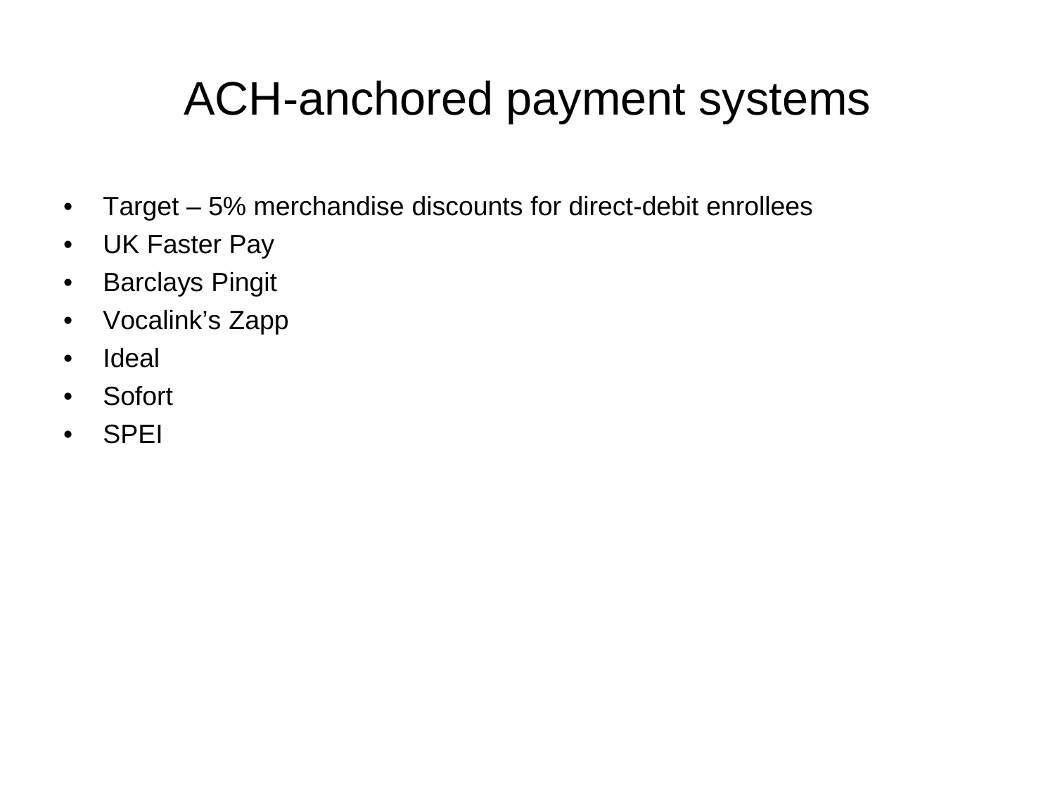# ACH-anchored payment systems

- Target – 5% merchandise discounts for direct-debit enrollees
- UK Faster Pay
- Barclays Pingit
- Vocalink's Zapp
- Ideal
- Sofort
- SPEI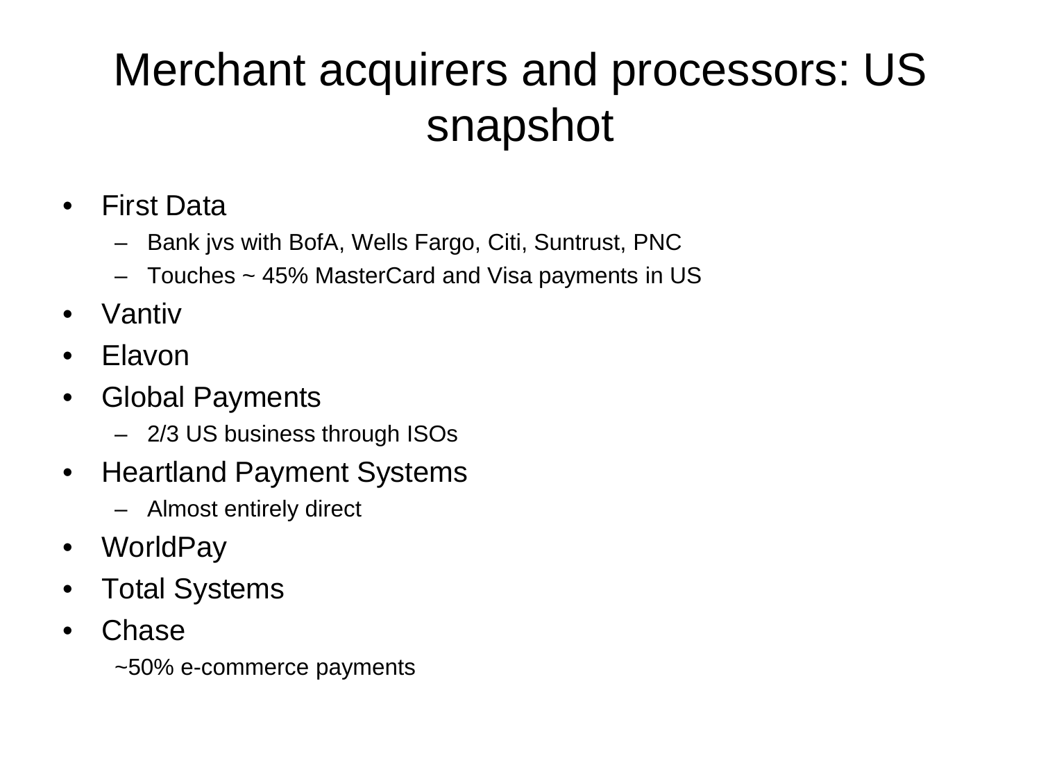# Merchant acquirers and processors: US snapshot

- First Data
  - Bank jvs with BofA, Wells Fargo, Citi, Suntrust, PNC
  - Touches ~ 45% MasterCard and Visa payments in US
- Vantiv
- Elavon
- Global Payments
  - 2/3 US business through ISOs
- Heartland Payment Systems
  - Almost entirely direct
- WorldPay
- Total Systems
- Chase

  ~50% e-commerce payments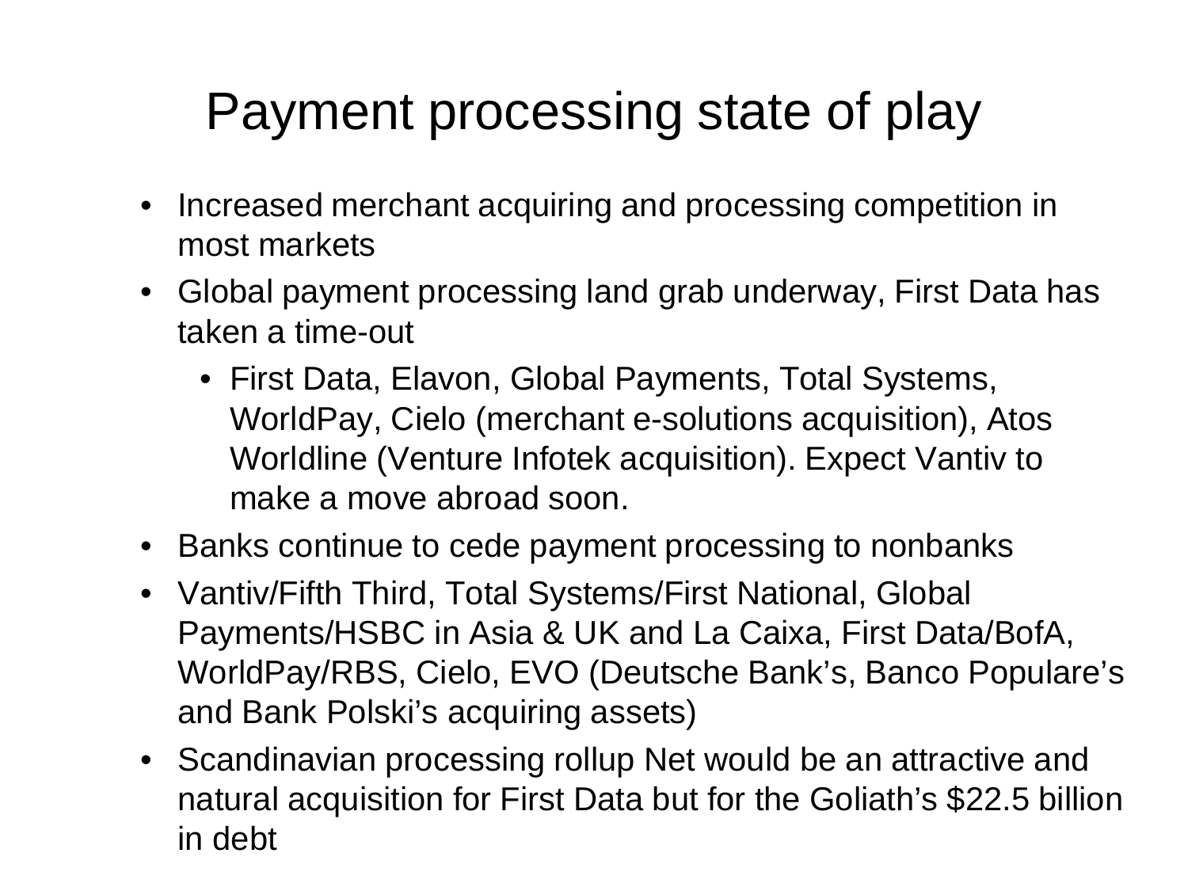# Payment processing state of play

- Increased merchant acquiring and processing competition in most markets
- Global payment processing land grab underway, First Data has taken a time-out
  - First Data, Elavon, Global Payments, Total Systems, WorldPay, Cielo (merchant e-solutions acquisition), Atos Worldline (Venture Infotek acquisition). Expect Vantiv to make a move abroad soon.
- Banks continue to cede payment processing to nonbanks
- Vantiv/Fifth Third, Total Systems/First National, Global Payments/HSBC in Asia & UK and La Caixa, First Data/BofA, WorldPay/RBS, Cielo, EVO (Deutsche Bank's, Banco Populare's and Bank Polski's acquiring assets)
- Scandinavian processing rollup Net would be an attractive and natural acquisition for First Data but for the Goliath's $22.5 billion in debt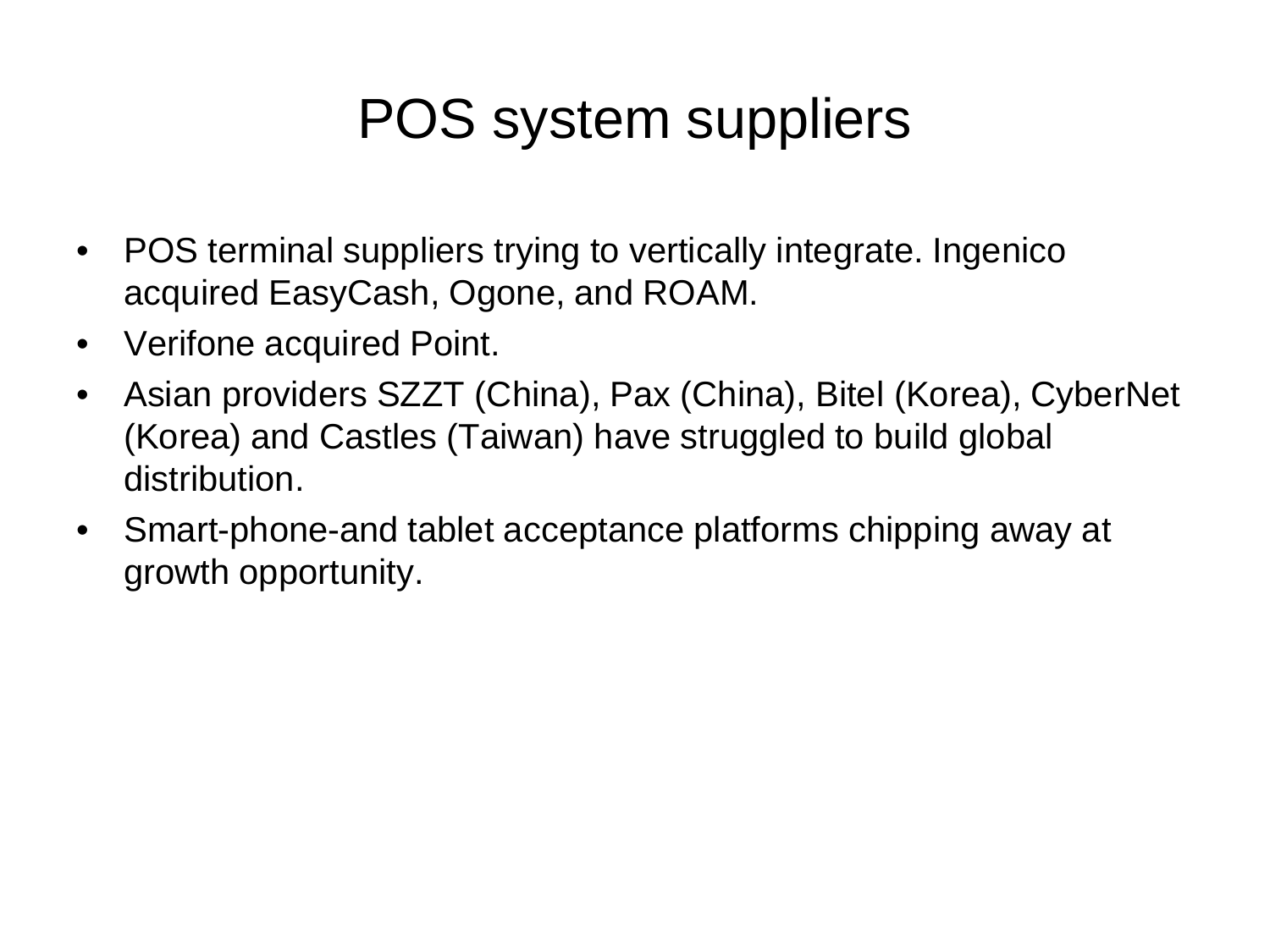# POS system suppliers

- POS terminal suppliers trying to vertically integrate. Ingenico acquired EasyCash, Ogone, and ROAM.
- Verifone acquired Point.
- Asian providers SZZT (China), Pax (China), Bitel (Korea), CyberNet (Korea) and Castles (Taiwan) have struggled to build global distribution.
- Smart-phone-and tablet acceptance platforms chipping away at growth opportunity.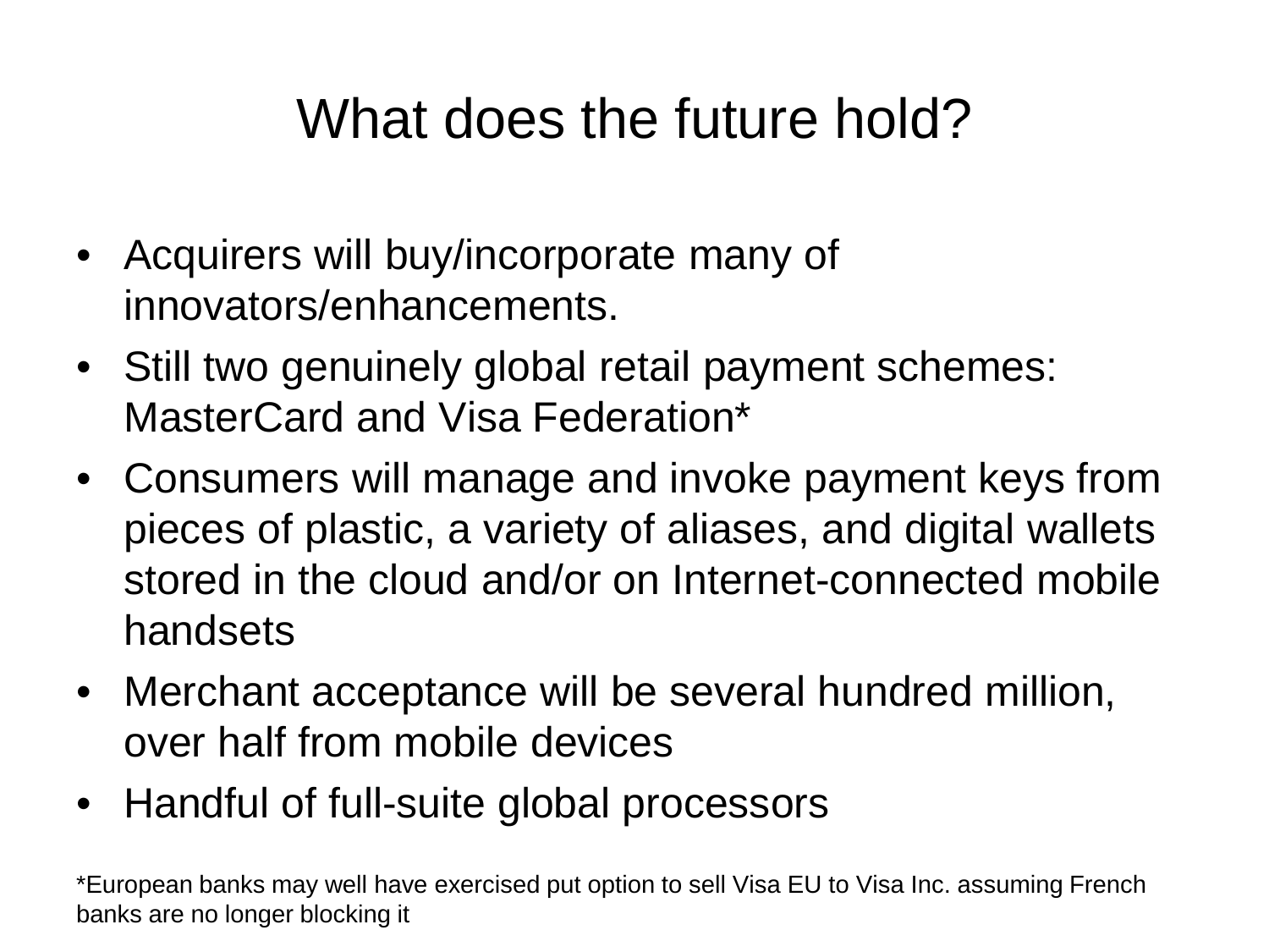# What does the future hold?

- Acquirers will buy/incorporate many of innovators/enhancements.
- Still two genuinely global retail payment schemes: MasterCard and Visa Federation*
- Consumers will manage and invoke payment keys from pieces of plastic, a variety of aliases, and digital wallets stored in the cloud and/or on Internet-connected mobile handsets
- Merchant acceptance will be several hundred million, over half from mobile devices
- Handful of full-suite global processors

*European banks may well have exercised put option to sell Visa EU to Visa Inc. assuming French banks are no longer blocking it